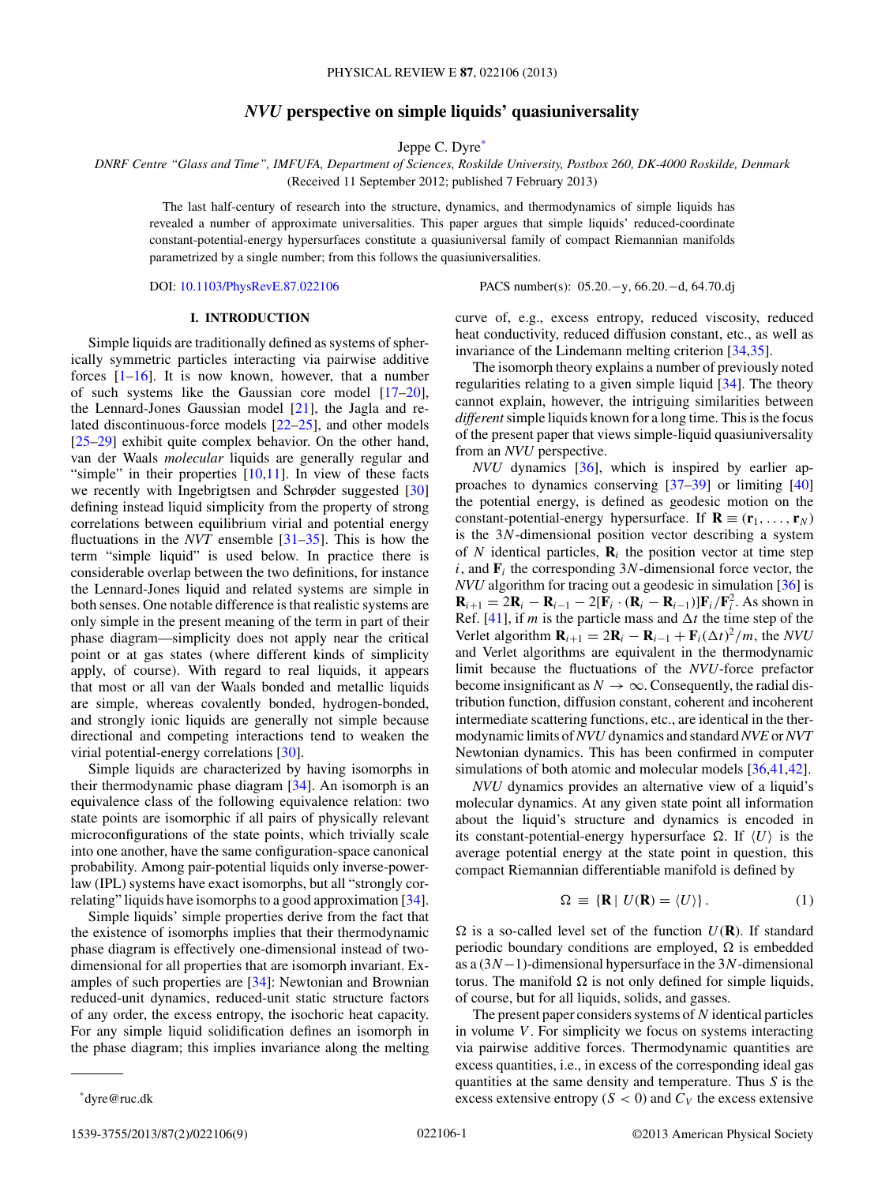# *NVU* perspective on simple liquids' quasiuniversality

Jeppe C. Dyre*

*DNRF Centre "Glass and Time", IMFUFA, Department of Sciences, Roskilde University, Postbox 260, DK-4000 Roskilde, Denmark*

(Received 11 September 2012; published 7 February 2013)

The last half-century of research into the structure, dynamics, and thermodynamics of simple liquids has revealed a number of approximate universalities. This paper argues that simple liquids' reduced-coordinate constant-potential-energy hypersurfaces constitute a quasiuniversal family of compact Riemannian manifolds parametrized by a single number; from this follows the quasiuniversalities.

DOI: 10.1103/PhysRevE.87.022106 PACS number(s): 05.20.−y, 66.20.−d, 64.70.dj

## I. INTRODUCTION

Simple liquids are traditionally defined as systems of spherically symmetric particles interacting via pairwise additive forces [1–16]. It is now known, however, that a number of such systems like the Gaussian core model [17–20], the Lennard-Jones Gaussian model [21], the Jagla and related discontinuous-force models [22–25], and other models [25–29] exhibit quite complex behavior. On the other hand, van der Waals *molecular* liquids are generally regular and "simple" in their properties [10,11]. In view of these facts we recently with Ingebrigtsen and Schrøder suggested [30] defining instead liquid simplicity from the property of strong correlations between equilibrium virial and potential energy fluctuations in the *NVT* ensemble [31–35]. This is how the term "simple liquid" is used below. In practice there is considerable overlap between the two definitions, for instance the Lennard-Jones liquid and related systems are simple in both senses. One notable difference is that realistic systems are only simple in the present meaning of the term in part of their phase diagram—simplicity does not apply near the critical point or at gas states (where different kinds of simplicity apply, of course). With regard to real liquids, it appears that most or all van der Waals bonded and metallic liquids are simple, whereas covalently bonded, hydrogen-bonded, and strongly ionic liquids are generally not simple because directional and competing interactions tend to weaken the virial potential-energy correlations [30].

Simple liquids are characterized by having isomorphs in their thermodynamic phase diagram [34]. An isomorph is an equivalence class of the following equivalence relation: two state points are isomorphic if all pairs of physically relevant microconfigurations of the state points, which trivially scale into one another, have the same configuration-space canonical probability. Among pair-potential liquids only inverse-power-law (IPL) systems have exact isomorphs, but all "strongly correlating" liquids have isomorphs to a good approximation [34].

Simple liquids' simple properties derive from the fact that the existence of isomorphs implies that their thermodynamic phase diagram is effectively one-dimensional instead of two-dimensional for all properties that are isomorph invariant. Examples of such properties are [34]: Newtonian and Brownian reduced-unit dynamics, reduced-unit static structure factors of any order, the excess entropy, the isochoric heat capacity. For any simple liquid solidification defines an isomorph in the phase diagram; this implies invariance along the melting curve of, e.g., excess entropy, reduced viscosity, reduced heat conductivity, reduced diffusion constant, etc., as well as invariance of the Lindemann melting criterion [34,35].

The isomorph theory explains a number of previously noted regularities relating to a given simple liquid [34]. The theory cannot explain, however, the intriguing similarities between *different* simple liquids known for a long time. This is the focus of the present paper that views simple-liquid quasiuniversality from an *NVU* perspective.

*NVU* dynamics [36], which is inspired by earlier approaches to dynamics conserving [37–39] or limiting [40] the potential energy, is defined as geodesic motion on the constant-potential-energy hypersurface. If $\mathbf{R} \equiv (\mathbf{r}_1, \ldots, \mathbf{r}_N)$ is the $3N$-dimensional position vector describing a system of $N$ identical particles, $\mathbf{R}_i$ the position vector at time step $i$, and $\mathbf{F}_i$ the corresponding $3N$-dimensional force vector, the *NVU* algorithm for tracing out a geodesic in simulation [36] is $\mathbf{R}_{i+1} = 2\mathbf{R}_i - \mathbf{R}_{i-1} - 2[\mathbf{F}_i \cdot (\mathbf{R}_i - \mathbf{R}_{i-1})]\mathbf{F}_i/\mathbf{F}_i^2$. As shown in Ref. [41], if $m$ is the particle mass and $\Delta t$ the time step of the Verlet algorithm $\mathbf{R}_{i+1} = 2\mathbf{R}_i - \mathbf{R}_{i-1} + \mathbf{F}_i(\Delta t)^2/m$, the *NVU* and Verlet algorithms are equivalent in the thermodynamic limit because the fluctuations of the *NVU*-force prefactor become insignificant as $N \to \infty$. Consequently, the radial distribution function, diffusion constant, coherent and incoherent intermediate scattering functions, etc., are identical in the thermodynamic limits of *NVU* dynamics and standard *NVE* or *NVT* Newtonian dynamics. This has been confirmed in computer simulations of both atomic and molecular models [36,41,42].

*NVU* dynamics provides an alternative view of a liquid's molecular dynamics. At any given state point all information about the liquid's structure and dynamics is encoded in its constant-potential-energy hypersurface $\Omega$. If $\langle U \rangle$ is the average potential energy at the state point in question, this compact Riemannian differentiable manifold is defined by

$$\Omega \equiv \{\mathbf{R} \mid U(\mathbf{R}) = \langle U \rangle\}. \tag{1}$$

$\Omega$ is a so-called level set of the function $U(\mathbf{R})$. If standard periodic boundary conditions are employed, $\Omega$ is embedded as a $(3N-1)$-dimensional hypersurface in the $3N$-dimensional torus. The manifold $\Omega$ is not only defined for simple liquids, of course, but for all liquids, solids, and gasses.

The present paper considers systems of $N$ identical particles in volume $V$. For simplicity we focus on systems interacting via pairwise additive forces. Thermodynamic quantities are excess quantities, i.e., in excess of the corresponding ideal gas quantities at the same density and temperature. Thus $S$ is the excess extensive entropy ($S < 0$) and $C_V$ the excess extensive

*dyre@ruc.dk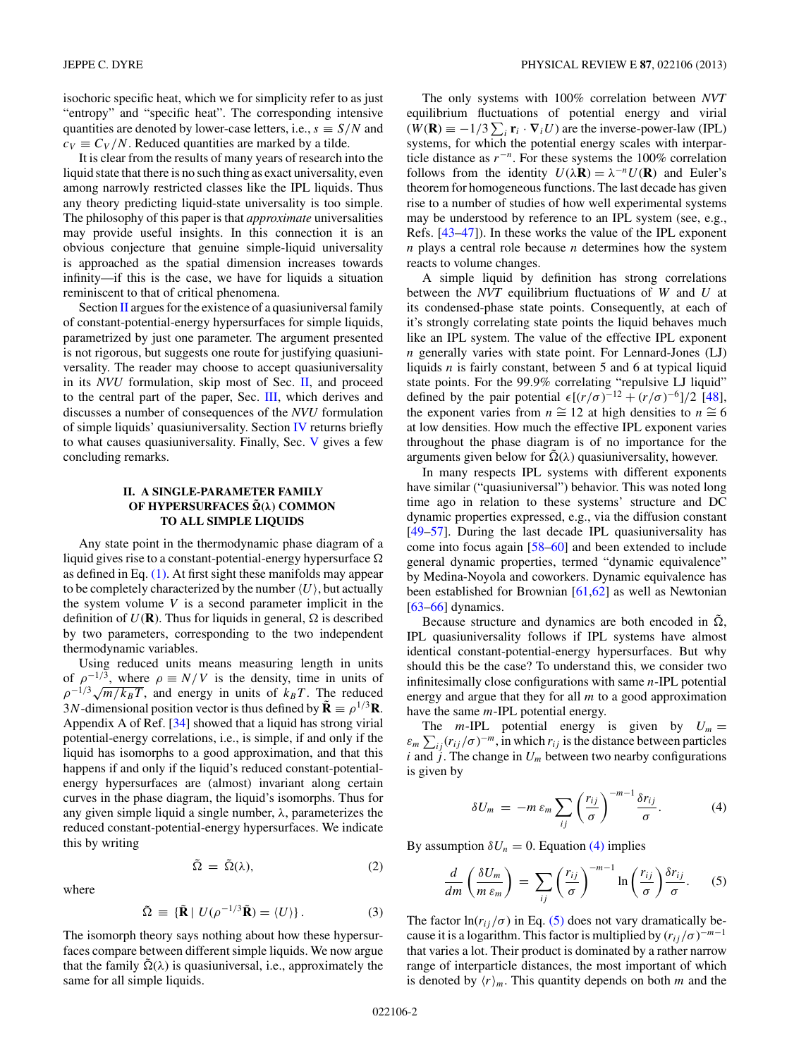isochoric specific heat, which we for simplicity refer to as just "entropy" and "specific heat". The corresponding intensive quantities are denoted by lower-case letters, i.e., $s \equiv S/N$ and $c_V \equiv C_V/N$. Reduced quantities are marked by a tilde.

It is clear from the results of many years of research into the liquid state that there is no such thing as exact universality, even among narrowly restricted classes like the IPL liquids. Thus any theory predicting liquid-state universality is too simple. The philosophy of this paper is that *approximate* universalities may provide useful insights. In this connection it is an obvious conjecture that genuine simple-liquid universality is approached as the spatial dimension increases towards infinity—if this is the case, we have for liquids a situation reminiscent to that of critical phenomena.

Section II argues for the existence of a quasiuniversal family of constant-potential-energy hypersurfaces for simple liquids, parametrized by just one parameter. The argument presented is not rigorous, but suggests one route for justifying quasiuniversality. The reader may choose to accept quasiuniversality in its *NVU* formulation, skip most of Sec. II, and proceed to the central part of the paper, Sec. III, which derives and discusses a number of consequences of the *NVU* formulation of simple liquids' quasiuniversality. Section IV returns briefly to what causes quasiuniversality. Finally, Sec. V gives a few concluding remarks.

## II. A SINGLE-PARAMETER FAMILY OF HYPERSURFACES $\tilde{\Omega}(\lambda)$ COMMON TO ALL SIMPLE LIQUIDS

Any state point in the thermodynamic phase diagram of a liquid gives rise to a constant-potential-energy hypersurface $\Omega$ as defined in Eq. (1). At first sight these manifolds may appear to be completely characterized by the number $\langle U \rangle$, but actually the system volume $V$ is a second parameter implicit in the definition of $U(\mathbf{R})$. Thus for liquids in general, $\Omega$ is described by two parameters, corresponding to the two independent thermodynamic variables.

Using reduced units means measuring length in units of $\rho^{-1/3}$, where $\rho \equiv N/V$ is the density, time in units of $\rho^{-1/3}\sqrt{m/k_BT}$, and energy in units of $k_BT$. The reduced $3N$-dimensional position vector is thus defined by $\tilde{\mathbf{R}} \equiv \rho^{1/3}\mathbf{R}$. Appendix A of Ref. [34] showed that a liquid has strong virial potential-energy correlations, i.e., is simple, if and only if the liquid has isomorphs to a good approximation, and that this happens if and only if the liquid's reduced constant-potential-energy hypersurfaces are (almost) invariant along certain curves in the phase diagram, the liquid's isomorphs. Thus for any given simple liquid a single number, $\lambda$, parametrizes the reduced constant-energy hypersurfaces. We indicate this by writing

$$\tilde{\Omega} = \tilde{\Omega}(\lambda), \tag{2}$$

where

$$\tilde{\Omega} \equiv \{\tilde{\mathbf{R}} \mid U(\rho^{-1/3}\tilde{\mathbf{R}}) = \langle U \rangle\}. \tag{3}$$

The isomorph theory says nothing about how these hypersurfaces compare between different simple liquids. We now argue that the family $\tilde{\Omega}(\lambda)$ is quasiuniversal, i.e., approximately the same for all simple liquids.

The only systems with 100% correlation between *NVT* equilibrium fluctuations of potential energy and virial ($W(\mathbf{R}) \equiv -1/3\sum_i \mathbf{r}_i \cdot \nabla_i U$) are the inverse-power-law (IPL) systems, for which the potential energy scales with interparticle distance as $r^{-n}$. For these systems the 100% correlation follows from the identity $U(\lambda\mathbf{R}) = \lambda^{-n}U(\mathbf{R})$ and Euler's theorem for homogeneous functions. The last decade has given rise to a number of studies of how well experimental systems may be understood by reference to an IPL system (see, e.g., Refs. [43–47]). In these works the value of the IPL exponent $n$ plays a central role because $n$ determines how the system reacts to volume changes.

A simple liquid by definition has strong correlations between the *NVT* equilibrium fluctuations of $W$ and $U$ at its condensed-phase state points. Consequently, at each of it's strongly correlating state points the liquid behaves much like an IPL system. The value of the effective IPL exponent $n$ generally varies with state point. For Lennard-Jones (LJ) liquids $n$ is fairly constant, between 5 and 6 at typical liquid state points. For the 99.9% correlating "repulsive LJ liquid" defined by the pair potential $\epsilon[(r/\sigma)^{-12} + (r/\sigma)^{-6}]/2$ [48], the exponent varies from $n \cong 12$ at high densities to $n \cong 6$ at low densities. How much the effective IPL exponent varies throughout the phase diagram is of no importance for the arguments given below for $\tilde{\Omega}(\lambda)$ quasiuniversality, however.

In many respects IPL systems with different exponents have similar ("quasiuniversal") behavior. This was noted long time ago in relation to these systems' structure and DC dynamic properties expressed, e.g., via the diffusion constant [49–57]. During the last decade IPL quasiuniversality has come into focus again [58–60] and been extended to include general dynamic properties, termed "dynamic equivalence" by Medina-Noyola and coworkers. Dynamic equivalence has been established for Brownian [61,62] as well as Newtonian [63–66] dynamics.

Because structure and dynamics are both encoded in $\tilde{\Omega}$, IPL quasiuniversality follows if IPL systems have almost identical constant-potential-energy hypersurfaces. But why should this be the case? To understand this, we consider two infinitesimally close configurations with same $n$-IPL potential energy and argue that they for all $m$ to a good approximation have the same $m$-IPL potential energy.

The $m$-IPL potential energy is given by $U_m = \varepsilon_m \sum_{ij}(r_{ij}/\sigma)^{-m}$, in which $r_{ij}$ is the distance between particles $i$ and $j$. The change in $U_m$ between two nearby configurations is given by

$$\delta U_m = -m\,\varepsilon_m \sum_{ij}\left(\frac{r_{ij}}{\sigma}\right)^{-m-1}\frac{\delta r_{ij}}{\sigma}. \tag{4}$$

By assumption $\delta U_n = 0$. Equation (4) implies

$$\frac{d}{dm}\left(\frac{\delta U_m}{m\,\varepsilon_m}\right) = \sum_{ij}\left(\frac{r_{ij}}{\sigma}\right)^{-m-1}\ln\left(\frac{r_{ij}}{\sigma}\right)\frac{\delta r_{ij}}{\sigma}. \tag{5}$$

The factor $\ln(r_{ij}/\sigma)$ in Eq. (5) does not vary dramatically because it is a logarithm. This factor is multiplied by $(r_{ij}/\sigma)^{-m-1}$ that varies a lot. Their product is dominated by a rather narrow range of interparticle distances, the most important of which is denoted by $\langle r \rangle_m$. This quantity depends on both $m$ and the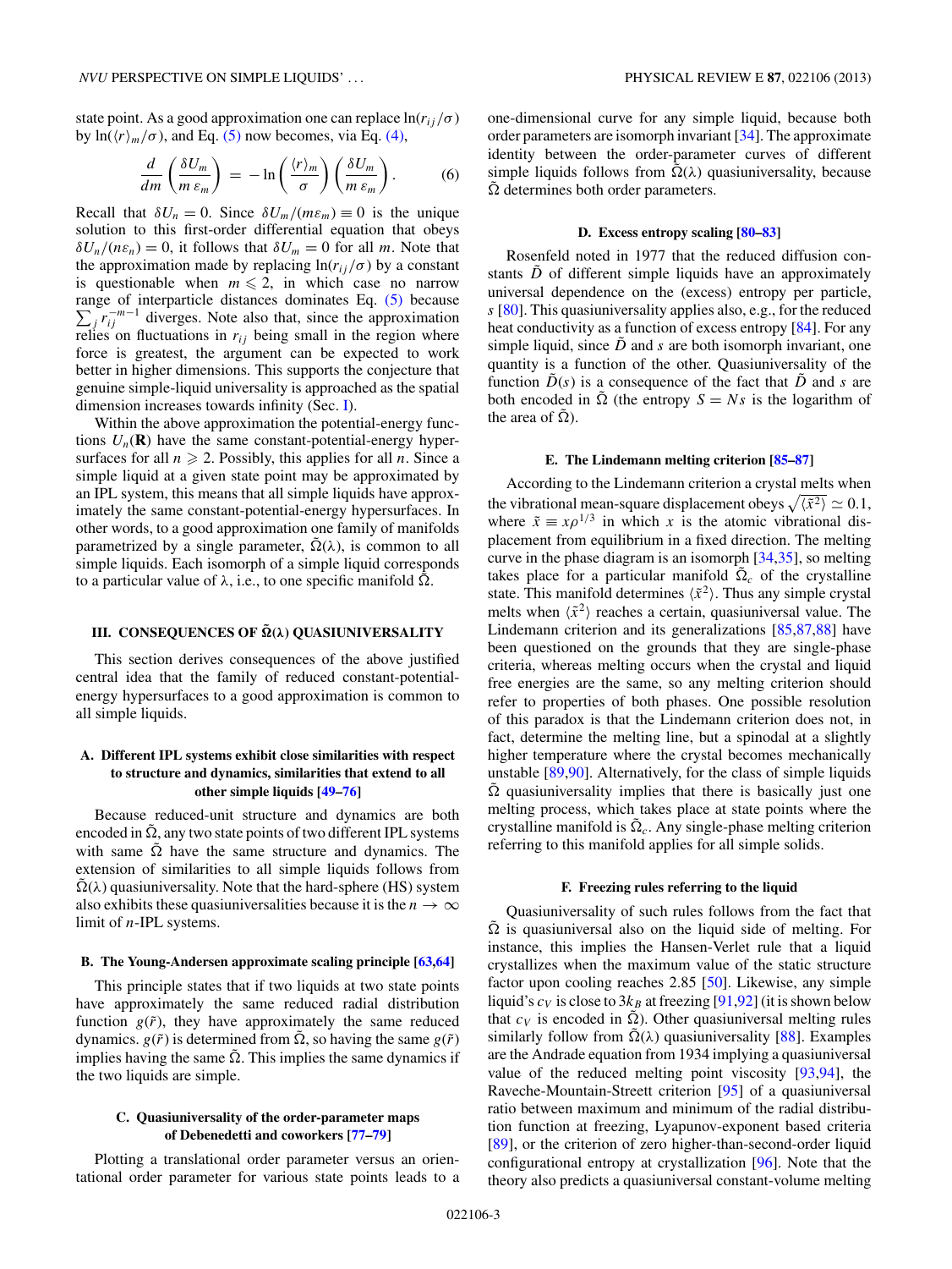state point. As a good approximation one can replace $\ln(r_{ij}/\sigma)$ by $\ln(\langle r\rangle_m/\sigma)$, and Eq. (5) now becomes, via Eq. (4),

$$\frac{d}{dm}\left(\frac{\delta U_m}{m\,\varepsilon_m}\right) = -\ln\left(\frac{\langle r\rangle_m}{\sigma}\right)\left(\frac{\delta U_m}{m\,\varepsilon_m}\right). \tag{6}$$

Recall that $\delta U_n = 0$. Since $\delta U_m/(m\varepsilon_m) \equiv 0$ is the unique solution to this first-order differential equation that obeys $\delta U_n/(n\varepsilon_n) = 0$, it follows that $\delta U_m = 0$ for all $m$. Note that the approximation made by replacing $\ln(r_{ij}/\sigma)$ by a constant is questionable when $m \leqslant 2$, in which case no narrow range of interparticle distances dominates Eq. (5) because $\sum_j r_{ij}^{-m-1}$ diverges. Note also that, since the approximation relies on fluctuations in $r_{ij}$ being small in the region where force is greatest, the argument can be expected to work better in higher dimensions. This supports the conjecture that genuine simple-liquid universality is approached as the spatial dimension increases towards infinity (Sec. I).

Within the above approximation the potential-energy functions $U_n(\mathbf{R})$ have the same constant-potential-energy hypersurfaces for all $n \geqslant 2$. Possibly, this applies for all $n$. Since a simple liquid at a given state point may be approximated by an IPL system, this means that all simple liquids have approximately the same constant-potential-energy hypersurfaces. In other words, to a good approximation one family of manifolds parametrized by a single parameter, $\tilde{\Omega}(\lambda)$, is common to all simple liquids. Each isomorph of a simple liquid corresponds to a particular value of $\lambda$, i.e., to one specific manifold $\tilde{\Omega}$.

## III. CONSEQUENCES OF $\tilde{\Omega}(\lambda)$ QUASIUNIVERSALITY

This section derives consequences of the above justified central idea that the family of reduced constant-potential-energy hypersurfaces to a good approximation is common to all simple liquids.

### A. Different IPL systems exhibit close similarities with respect to structure and dynamics, similarities that extend to all other simple liquids [49–76]

Because reduced-unit structure and dynamics are both encoded in $\tilde{\Omega}$, any two state points of two different IPL systems with same $\tilde{\Omega}$ have the same structure and dynamics. The extension of similarities to all simple liquids follows from $\tilde{\Omega}(\lambda)$ quasiuniversality. Note that the hard-sphere (HS) system also exhibits these quasiuniversalities because it is the $n \to \infty$ limit of $n$-IPL systems.

### B. The Young-Andersen approximate scaling principle [63,64]

This principle states that if two liquids at two state points have approximately the same reduced radial distribution function $g(\tilde{r})$, they have approximately the same reduced dynamics. $g(\tilde{r})$ is determined from $\tilde{\Omega}$, so having the same $g(\tilde{r})$ implies having the same $\tilde{\Omega}$. This implies the same dynamics if the two liquids are simple.

### C. Quasiuniversality of the order-parameter maps of Debenedetti and coworkers [77–79]

Plotting a translational order parameter versus an orientational order parameter for various state points leads to a one-dimensional curve for any simple liquid, because both order parameters are isomorph invariant [34]. The approximate identity between the order-parameter curves of different simple liquids follows from $\tilde{\Omega}(\lambda)$ quasiuniversality, because $\tilde{\Omega}$ determines both order parameters.

### D. Excess entropy scaling [80–83]

Rosenfeld noted in 1977 that the reduced diffusion constants $\tilde{D}$ of different simple liquids have an approximately universal dependence on the (excess) entropy per particle, $s$ [80]. This quasiuniversality applies also, e.g., for the reduced heat conductivity as a function of excess entropy [84]. For any simple liquid, since $\tilde{D}$ and $s$ are both isomorph invariant, one quantity is a function of the other. Quasiuniversality of the function $\tilde{D}(s)$ is a consequence of the fact that $\tilde{D}$ and $s$ are both encoded in $\tilde{\Omega}$ (the entropy $S = Ns$ is the logarithm of the area of $\tilde{\Omega}$).

### E. The Lindemann melting criterion [85–87]

According to the Lindemann criterion a crystal melts when the vibrational mean-square displacement obeys $\sqrt{\langle \tilde{x}^2\rangle} \simeq 0.1$, where $\tilde{x} \equiv x\rho^{1/3}$ in which $x$ is the atomic vibrational displacement from equilibrium in a fixed direction. The melting curve in the phase diagram is an isomorph [34,35], so melting takes place for a particular manifold $\tilde{\Omega}_c$ of the crystalline state. This manifold determines $\langle \tilde{x}^2\rangle$. Thus any simple crystal melts when $\langle \tilde{x}^2\rangle$ reaches a certain, quasiuniversal value. The Lindemann criterion and its generalizations [85,87,88] have been questioned on the grounds that they are single-phase criteria, whereas melting occurs when the crystal and liquid free energies are the same, so any melting criterion should refer to properties of both phases. One possible resolution of this paradox is that the Lindemann criterion does not, in fact, determine the melting line, but a spinodal at a slightly higher temperature where the crystal becomes mechanically unstable [89,90]. Alternatively, for the class of simple liquids $\tilde{\Omega}$ quasiuniversality implies that there is basically just one melting process, which takes place at state points where the crystalline manifold is $\tilde{\Omega}_c$. Any single-phase melting criterion referring to this manifold applies for all simple solids.

### F. Freezing rules referring to the liquid

Quasiuniversality of such rules follows from the fact that $\tilde{\Omega}$ is quasiuniversal also on the liquid side of melting. For instance, this implies the Hansen-Verlet rule that a liquid crystallizes when the maximum value of the static structure factor upon cooling reaches 2.85 [50]. Likewise, any simple liquid's $c_V$ is close to $3k_B$ at freezing [91,92] (it is shown below that $c_V$ is encoded in $\tilde{\Omega}$). Other quasiuniversal melting rules similarly follow from $\tilde{\Omega}(\lambda)$ quasiuniversality [88]. Examples are the Andrade equation from 1934 implying a quasiuniversal value of the reduced melting point viscosity [93,94], the Raveche-Mountain-Streett criterion [95] of a quasiuniversal ratio between maximum and minimum of the radial distribution function at freezing, Lyapunov-exponent based criteria [89], or the criterion of zero higher-than-second-order liquid configurational entropy at crystallization [96]. Note that the theory also predicts a quasiuniversal constant-volume melting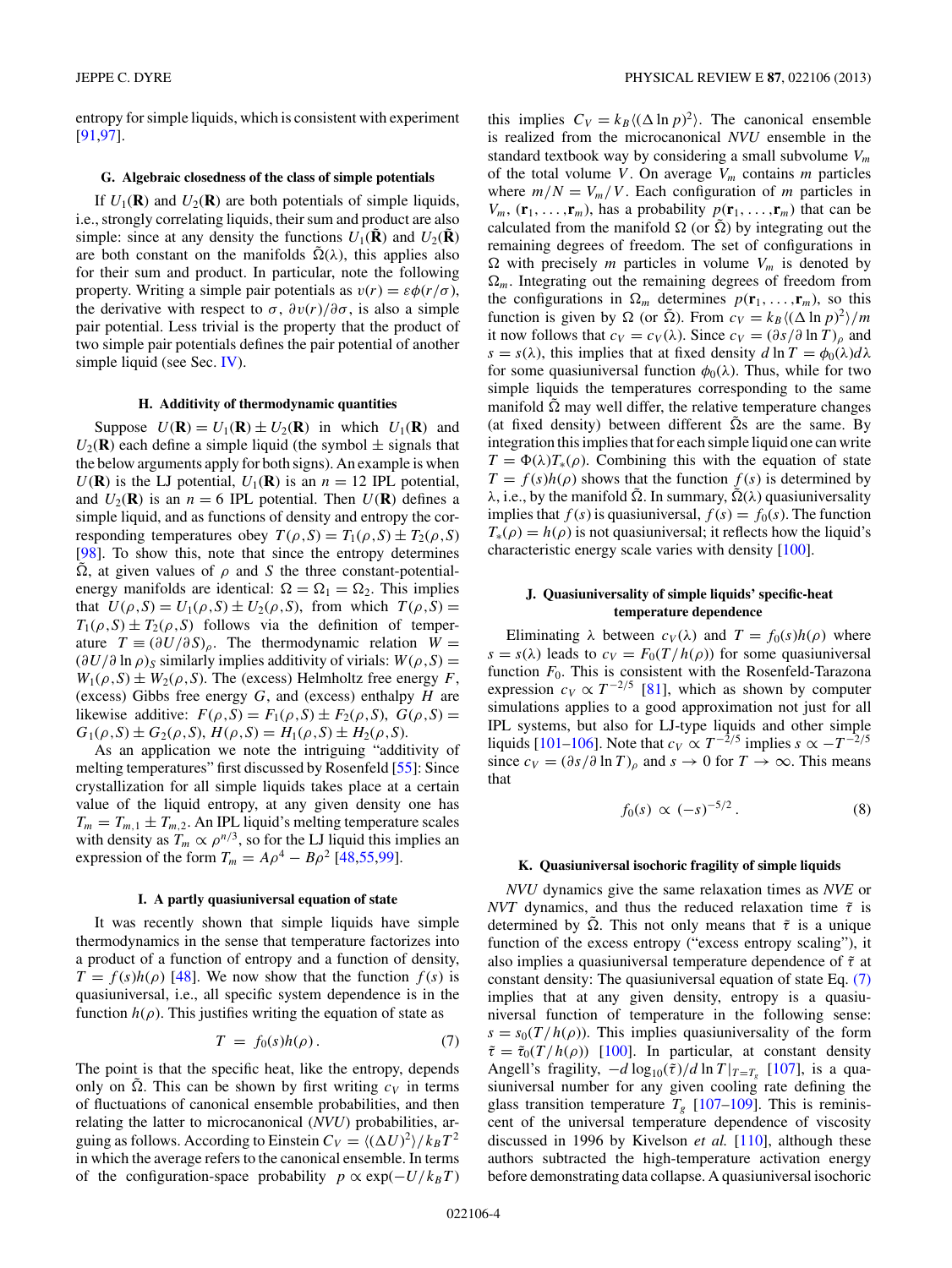entropy for simple liquids, which is consistent with experiment [91,97].

### G. Algebraic closedness of the class of simple potentials

If $U_1(\mathbf{R})$ and $U_2(\mathbf{R})$ are both potentials of simple liquids, i.e., strongly correlating liquids, their sum and product are also simple: since at any density the functions $U_1(\tilde{\mathbf{R}})$ and $U_2(\tilde{\mathbf{R}})$ are both constant on the manifolds $\tilde{\Omega}(\lambda)$, this applies also for their sum and product. In particular, note the following property. Writing a simple pair potentials as $v(r) = \varepsilon\phi(r/\sigma)$, the derivative with respect to $\sigma$, $\partial v(r)/\partial\sigma$, is also a simple pair potential. Less trivial is the property that the product of two simple pair potentials defines the pair potential of another simple liquid (see Sec. IV).

### H. Additivity of thermodynamic quantities

Suppose $U(\mathbf{R}) = U_1(\mathbf{R}) \pm U_2(\mathbf{R})$ in which $U_1(\mathbf{R})$ and $U_2(\mathbf{R})$ each define a simple liquid (the symbol $\pm$ signals that the below arguments apply for both signs). An example is when $U(\mathbf{R})$ is the LJ potential, $U_1(\mathbf{R})$ is an $n = 12$ IPL potential, and $U_2(\mathbf{R})$ is an $n = 6$ IPL potential. Then $U(\mathbf{R})$ defines a simple liquid, and as functions of density and entropy the corresponding temperatures obey $T(\rho,S) = T_1(\rho,S) \pm T_2(\rho,S)$ [98]. To show this, note that since the entropy determines $\tilde{\Omega}$, at given values of $\rho$ and $S$ the three constant-potential-energy manifolds are identical: $\Omega = \Omega_1 = \Omega_2$. This implies that $U(\rho,S) = U_1(\rho,S) \pm U_2(\rho,S)$, from which $T(\rho,S) = T_1(\rho,S) \pm T_2(\rho,S)$ follows via the definition of temperature $T \equiv (\partial U/\partial S)_\rho$. The thermodynamic relation $W = (\partial U/\partial \ln\rho)_S$ similarly implies additivity of virials: $W(\rho,S) = W_1(\rho,S) \pm W_2(\rho,S)$. The (excess) Helmholtz free energy $F$, (excess) Gibbs free energy $G$, and (excess) enthalpy $H$ are likewise additive: $F(\rho,S) = F_1(\rho,S) \pm F_2(\rho,S)$, $G(\rho,S) = G_1(\rho,S) \pm G_2(\rho,S)$, $H(\rho,S) = H_1(\rho,S) \pm H_2(\rho,S)$.

As an application we note the intriguing "additivity of melting temperatures" first discussed by Rosenfeld [55]: Since crystallization for all simple liquids takes place at a certain value of the liquid entropy, at any given density one has $T_m = T_{m,1} \pm T_{m,2}$. An IPL liquid's melting temperature scales with density as $T_m \propto \rho^{n/3}$, so for the LJ liquid this implies an expression of the form $T_m = A\rho^4 - B\rho^2$ [48,55,99].

### I. A partly quasiuniversal equation of state

It was recently shown that simple liquids have simple thermodynamics in the sense that temperature factorizes into a product of a function of entropy and a function of density, $T = f(s)h(\rho)$ [48]. We now show that the function $f(s)$ is quasiuniversal, i.e., all specific system dependence is in the function $h(\rho)$. This justifies writing the equation of state as

$$T = f_0(s)h(\rho). \tag{7}$$

The point is that the specific heat, like the entropy, depends only on $\tilde{\Omega}$. This can be shown by first writing $c_V$ in terms of fluctuations of canonical ensemble probabilities, and then relating the latter to microcanonical ($NVU$) probabilities, arguing as follows. According to Einstein $C_V = \langle(\Delta U)^2\rangle/k_BT^2$ in which the average refers to the canonical ensemble. In terms of the configuration-space probability $p \propto \exp(-U/k_BT)$ this implies $C_V = k_B\langle(\Delta \ln p)^2\rangle$. The canonical ensemble is realized from the microcanonical $NVU$ ensemble in the standard textbook way by considering a small subvolume $V_m$ of the total volume $V$. On average $V_m$ contains $m$ particles where $m/N = V_m/V$. Each configuration of $m$ particles in $V_m$, $(\mathbf{r}_1,\ldots,\mathbf{r}_m)$, has a probability $p(\mathbf{r}_1,\ldots,\mathbf{r}_m)$ that can be calculated from the manifold $\Omega$ (or $\tilde{\Omega}$) by integrating out the remaining degrees of freedom. The set of configurations in $\Omega$ with precisely $m$ particles in volume $V_m$ is denoted by $\Omega_m$. Integrating out the remaining degrees of freedom from the configurations in $\Omega_m$ determines $p(\mathbf{r}_1,\ldots,\mathbf{r}_m)$, so this function is given by $\Omega$ (or $\tilde{\Omega}$). From $c_V = k_B\langle(\Delta \ln p)^2\rangle/m$ it now follows that $c_V = c_V(\lambda)$. Since $c_V = (\partial s/\partial \ln T)_\rho$ and $s = s(\lambda)$, this implies that at fixed density $d\ln T = \phi_0(\lambda)d\lambda$ for some quasiuniversal function $\phi_0(\lambda)$. Thus, while for two simple liquids the temperatures corresponding to the same manifold $\tilde{\Omega}$ may well differ, the relative temperature changes (at fixed density) between different $\tilde{\Omega}$s are the same. By integration this implies that for each simple liquid one can write $T = \Phi(\lambda)T_*(\rho)$. Combining this with the equation of state $T = f(s)h(\rho)$ shows that the function $f(s)$ is determined by $\lambda$, i.e., by the manifold $\tilde{\Omega}$. In summary, $\tilde{\Omega}(\lambda)$ quasiuniversality implies that $f(s)$ is quasiuniversal, $f(s) = f_0(s)$. The function $T_*(\rho) = h(\rho)$ is not quasiuniversal; it reflects how the liquid's characteristic energy scale varies with density [100].

### J. Quasiuniversality of simple liquids' specific-heat temperature dependence

Eliminating $\lambda$ between $c_V(\lambda)$ and $T = f_0(s)h(\rho)$ where $s = s(\lambda)$ leads to $c_V = F_0(T/h(\rho))$ for some quasiuniversal function $F_0$. This is consistent with the Rosenfeld-Tarazona expression $c_V \propto T^{-2/5}$ [81], which as shown by computer simulations applies to a good approximation not just for all IPL systems, but also for LJ-type liquids and other simple liquids [101–106]. Note that $c_V \propto T^{-2/5}$ implies $s \propto -T^{-2/5}$ since $c_V = (\partial s/\partial \ln T)_\rho$ and $s \to 0$ for $T \to \infty$. This means that

$$f_0(s) \propto (-s)^{-5/2}. \tag{8}$$

### K. Quasiuniversal isochoric fragility of simple liquids

$NVU$ dynamics give the same relaxation times as $NVE$ or $NVT$ dynamics, and thus the reduced relaxation time $\tilde{\tau}$ is determined by $\tilde{\Omega}$. This not only means that $\tilde{\tau}$ is a unique function of the excess entropy ("excess entropy scaling"), it also implies a quasiuniversal temperature dependence of $\tilde{\tau}$ at constant density: The quasiuniversal equation of state Eq. (7) implies that at any given density, entropy is a quasiuniversal function of temperature in the following sense: $s = s_0(T/h(\rho))$. This implies quasiuniversality of the form $\tilde{\tau} = \tilde{\tau}_0(T/h(\rho))$ [100]. In particular, at constant density Angell's fragility, $-d\log_{10}(\tilde{\tau})/d\ln T|_{T=T_g}$ [107], is a quasiuniversal number for any given cooling rate defining the glass transition temperature $T_g$ [107–109]. This is reminiscent of the universal temperature dependence of viscosity discussed in 1996 by Kivelson *et al.* [110], although these authors subtracted the high-temperature activation energy before demonstrating data collapse. A quasiuniversal isochoric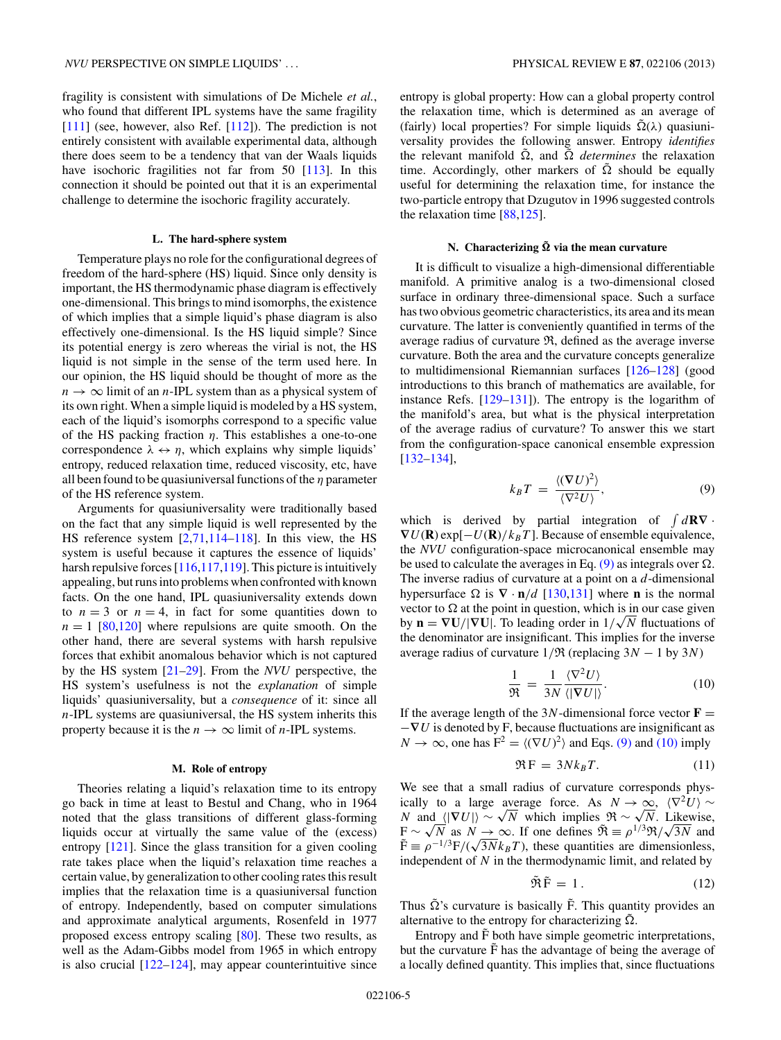fragility is consistent with simulations of De Michele *et al.*, who found that different IPL systems have the same fragility [111] (see, however, also Ref. [112]). The prediction is not entirely consistent with available experimental data, although there does seem to be a tendency that van der Waals liquids have isochoric fragilities not far from 50 [113]. In this connection it should be pointed out that it is an experimental challenge to determine the isochoric fragility accurately.

### L. The hard-sphere system

Temperature plays no role for the configurational degrees of freedom of the hard-sphere (HS) liquid. Since only density is important, the HS thermodynamic phase diagram is effectively one-dimensional. This brings to mind isomorphs, the existence of which implies that a simple liquid's phase diagram is also effectively one-dimensional. Is the HS liquid simple? Since its potential energy is zero whereas the virial is not, the HS liquid is not simple in the sense of the term used here. In our opinion, the HS liquid should be thought of more as the $n \to \infty$ limit of an $n$-IPL system than as a physical system of its own right. When a simple liquid is modeled by a HS system, each of the liquid's isomorphs correspond to a specific value of the HS packing fraction $\eta$. This establishes a one-to-one correspondence $\lambda \leftrightarrow \eta$, which explains why simple liquids' entropy, reduced relaxation time, reduced viscosity, etc, have all been found to be quasiuniversal functions of the $\eta$ parameter of the HS reference system.

Arguments for quasiuniversality were traditionally based on the fact that any simple liquid is well represented by the HS reference system [2,71,114–118]. In this view, the HS system is useful because it captures the essence of liquids' harsh repulsive forces [116,117,119]. This picture is intuitively appealing, but runs into problems when confronted with known facts. On the one hand, IPL quasiuniversality extends down to $n = 3$ or $n = 4$, in fact for some quantities down to $n = 1$ [80,120] where repulsions are quite smooth. On the other hand, there are several systems with harsh repulsive forces that exhibit anomalous behavior which is not captured by the HS system [21–29]. From the *NVU* perspective, the HS system's usefulness is not the *explanation* of simple liquids' quasiuniversality, but a *consequence* of it: since all $n$-IPL systems are quasiuniversal, the HS system inherits this property because it is the $n \to \infty$ limit of $n$-IPL systems.

### M. Role of entropy

Theories relating a liquid's relaxation time to its entropy go back in time at least to Bestul and Chang, who in 1964 noted that the glass transitions of different glass-forming liquids occur at virtually the same value of the (excess) entropy [121]. Since the glass transition for a given cooling rate takes place when the liquid's relaxation time reaches a certain value, by generalization to other cooling rates this result implies that the relaxation time is a quasiuniversal function of entropy. Independently, based on computer simulations and approximate analytical arguments, Rosenfeld in 1977 proposed excess entropy scaling [80]. These two results, as well as the Adam-Gibbs model from 1965 in which entropy is also crucial [122–124], may appear counterintuitive since entropy is global property: How can a global property control the relaxation time, which is determined as an average of (fairly) local properties? For simple liquids $\tilde{\Omega}(\lambda)$ quasiuniversality provides the following answer. Entropy *identifies* the relevant manifold $\tilde{\Omega}$, and $\tilde{\Omega}$ *determines* the relaxation time. Accordingly, other markers of $\tilde{\Omega}$ should be equally useful for determining the relaxation time, for instance the two-particle entropy that Dzugutov in 1996 suggested controls the relaxation time [88,125].

### N. Characterizing $\tilde{\Omega}$ via the mean curvature

It is difficult to visualize a high-dimensional differentiable manifold. A primitive analog is a two-dimensional closed surface in ordinary three-dimensional space. Such a surface has two obvious geometric characteristics, its area and its mean curvature. The latter is conveniently quantified in terms of the average radius of curvature $\mathfrak{R}$, defined as the average inverse curvature. Both the area and the curvature concepts generalize to multidimensional Riemannian surfaces [126–128] (good introductions to this branch of mathematics are available, for instance Refs. [129–131]). The entropy is the logarithm of the manifold's area, but what is the physical interpretation of the average radius of curvature? To answer this we start from the configuration-space canonical ensemble expression [132–134],

$$k_B T = \frac{\langle (\nabla U)^2 \rangle}{\langle \nabla^2 U \rangle}, \tag{9}$$

which is derived by partial integration of $\int d\mathbf{R} \nabla \cdot \nabla U(\mathbf{R}) \exp[-U(\mathbf{R})/k_B T]$. Because of ensemble equivalence, the *NVU* configuration-space microcanonical ensemble may be used to calculate the averages in Eq. (9) as integrals over $\Omega$. The inverse radius of curvature at a point on a $d$-dimensional hypersurface $\Omega$ is $\nabla \cdot \mathbf{n}/d$ [130,131] where $\mathbf{n}$ is the normal vector to $\Omega$ at the point in question, which is in our case given by $\mathbf{n} = \nabla \mathbf{U}/|\nabla \mathbf{U}|$. To leading order in $1/\sqrt{N}$ fluctuations of the denominator are insignificant. This implies for the inverse average radius of curvature $1/\mathfrak{R}$ (replacing $3N - 1$ by $3N$)

$$\frac{1}{\mathfrak{R}} = \frac{1}{3N} \frac{\langle \nabla^2 U \rangle}{\langle |\nabla U| \rangle}. \tag{10}$$

If the average length of the $3N$-dimensional force vector $\mathbf{F} = -\nabla U$ is denoted by F, because fluctuations are insignificant as $N \to \infty$, one has $\mathrm{F}^2 = \langle (\nabla U)^2 \rangle$ and Eqs. (9) and (10) imply

$$\mathfrak{R}\,\mathrm{F} = 3N k_B T. \tag{11}$$

We see that a small radius of curvature corresponds physically to a large average force. As $N \to \infty$, $\langle \nabla^2 U \rangle \sim N$ and $\langle |\nabla U| \rangle \sim \sqrt{N}$ which implies $\mathfrak{R} \sim \sqrt{N}$. Likewise, $\mathrm{F} \sim \sqrt{N}$ as $N \to \infty$. If one defines $\tilde{\mathfrak{R}} \equiv \rho^{1/3} \mathfrak{R}/\sqrt{3N}$ and $\tilde{\mathrm{F}} \equiv \rho^{-1/3} \mathrm{F}/(\sqrt{3N} k_B T)$, these quantities are dimensionless, independent of $N$ in the thermodynamic limit, and related by

$$\tilde{\mathfrak{R}}\tilde{\mathrm{F}} = 1\,. \tag{12}$$

Thus $\tilde{\Omega}$'s curvature is basically $\tilde{\mathrm{F}}$. This quantity provides an alternative to the entropy for characterizing $\tilde{\Omega}$.

Entropy and $\tilde{\mathrm{F}}$ both have simple geometric interpretations, but the curvature $\tilde{\mathrm{F}}$ has the advantage of being the average of a locally defined quantity. This implies that, since fluctuations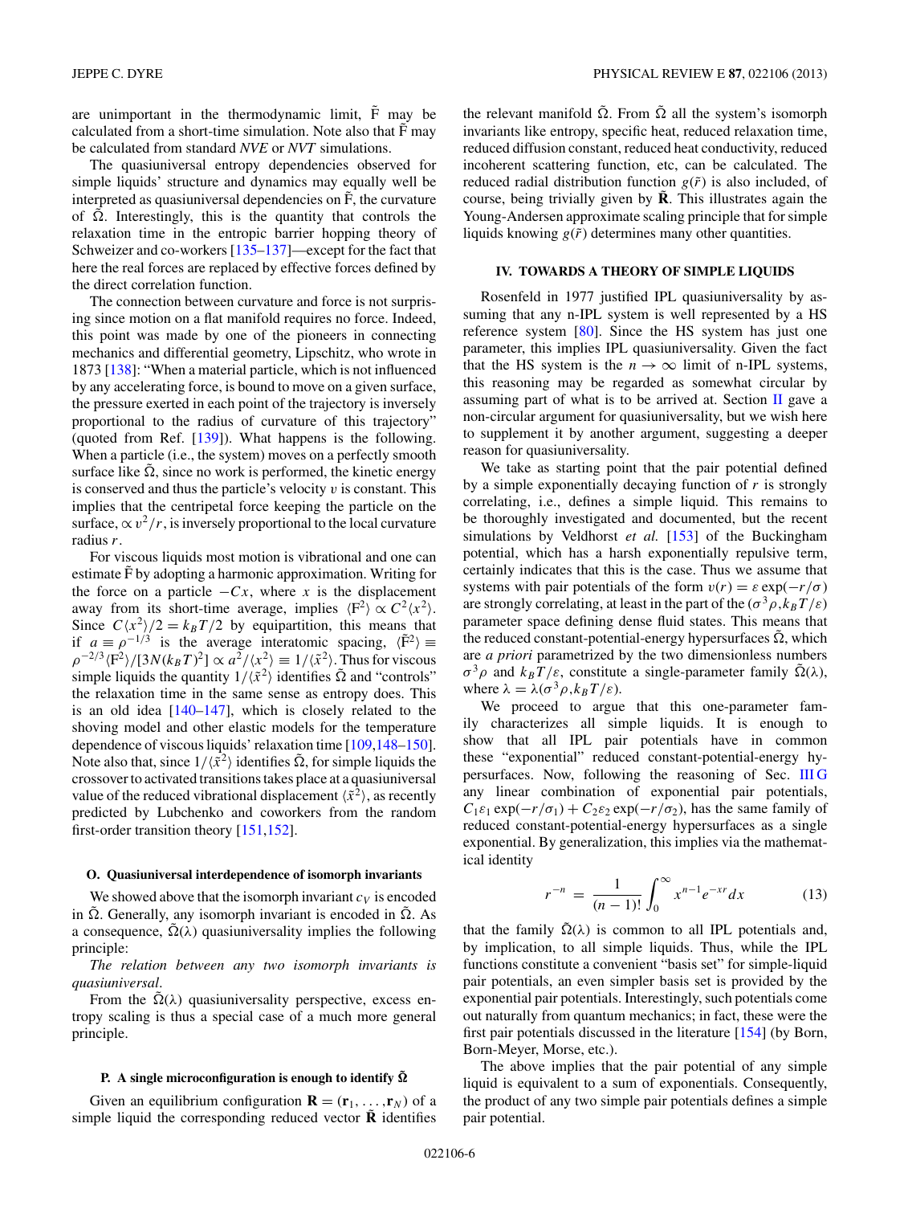are unimportant in the thermodynamic limit, $\tilde{\mathrm{F}}$ may be calculated from a short-time simulation. Note also that $\tilde{\mathrm{F}}$ may be calculated from standard *NVE* or *NVT* simulations.

The quasiuniversal entropy dependencies observed for simple liquids' structure and dynamics may equally well be interpreted as quasiuniversal dependencies on $\tilde{\mathrm{F}}$, the curvature of $\tilde{\Omega}$. Interestingly, this is the quantity that controls the relaxation time in the entropic barrier hopping theory of Schweizer and co-workers [135–137]—except for the fact that here the real forces are replaced by effective forces defined by the direct correlation function.

The connection between curvature and force is not surprising since motion on a flat manifold requires no force. Indeed, this point was made by one of the pioneers in connecting mechanics and differential geometry, Lipschitz, who wrote in 1873 [138]: "When a material particle, which is not influenced by any accelerating force, is bound to move on a given surface, the pressure exerted in each point of the trajectory is inversely proportional to the radius of curvature of this trajectory" (quoted from Ref. [139]). What happens is the following. When a particle (i.e., the system) moves on a perfectly smooth surface like $\tilde{\Omega}$, since no work is performed, the kinetic energy is conserved and thus the particle's velocity $v$ is constant. This implies that the centripetal force keeping the particle on the surface, $\propto v^2/r$, is inversely proportional to the local curvature radius $r$.

For viscous liquids most motion is vibrational and one can estimate $\tilde{\mathrm{F}}$ by adopting a harmonic approximation. Writing for the force on a particle $-Cx$, where $x$ is the displacement away from its short-time average, implies $\langle \mathrm{F}^2\rangle \propto C^2\langle x^2\rangle$. Since $C\langle x^2\rangle/2 = k_BT/2$ by equipartition, this means that if $a \equiv \rho^{-1/3}$ is the average interatomic spacing, $\langle \tilde{\mathrm{F}}^2\rangle \equiv \rho^{-2/3}\langle \mathrm{F}^2\rangle/[3N(k_BT)^2] \propto a^2/\langle x^2\rangle \equiv 1/\langle \tilde{x}^2\rangle$. Thus for viscous simple liquids the quantity $1/\langle \tilde{x}^2\rangle$ identifies $\tilde{\Omega}$ and "controls" the relaxation time in the same sense as entropy does. This is an old idea [140–147], which is closely related to the shoving model and other elastic models for the temperature dependence of viscous liquids' relaxation time [109,148–150]. Note also that, since $1/\langle \tilde{x}^2\rangle$ identifies $\tilde{\Omega}$, for simple liquids the crossover to activated transitions takes place at a quasiuniversal value of the reduced vibrational displacement $\langle \tilde{x}^2\rangle$, as recently predicted by Lubchenko and coworkers from the random first-order transition theory [151,152].

### O. Quasiuniversal interdependence of isomorph invariants

We showed above that the isomorph invariant $c_V$ is encoded in $\tilde{\Omega}$. Generally, any isomorph invariant is encoded in $\tilde{\Omega}$. As a consequence, $\tilde{\Omega}(\lambda)$ quasiuniversality implies the following principle:

*The relation between any two isomorph invariants is quasiuniversal*.

From the $\tilde{\Omega}(\lambda)$ quasiuniversality perspective, excess entropy scaling is thus a special case of a much more general principle.

### P. A single microconfiguration is enough to identify $\tilde{\Omega}$

Given an equilibrium configuration $\mathbf{R} = (\mathbf{r}_1,\ldots,\mathbf{r}_N)$ of a simple liquid the corresponding reduced vector $\tilde{\mathbf{R}}$ identifies the relevant manifold $\tilde{\Omega}$. From $\tilde{\Omega}$ all the system's isomorph invariants like entropy, specific heat, reduced relaxation time, reduced diffusion constant, reduced heat conductivity, reduced incoherent scattering function, etc, can be calculated. The reduced radial distribution function $g(\tilde{r})$ is also included, of course, being trivially given by $\tilde{\mathbf{R}}$. This illustrates again the Young-Andersen approximate scaling principle that for simple liquids knowing $g(\tilde{r})$ determines many other quantities.

## IV. TOWARDS A THEORY OF SIMPLE LIQUIDS

Rosenfeld in 1977 justified IPL quasiuniversality by assuming that any n-IPL system is well represented by a HS reference system [80]. Since the HS system has just one parameter, this implies IPL quasiuniversality. Given the fact that the HS system is the $n \to \infty$ limit of n-IPL systems, this reasoning may be regarded as somewhat circular by assuming part of what is to be arrived at. Section II gave a non-circular argument for quasiuniversality, but we wish here to supplement it by another argument, suggesting a deeper reason for quasiuniversality.

We take as starting point that the pair potential defined by a simple exponentially decaying function of $r$ is strongly correlating, i.e., defines a simple liquid. This remains to be thoroughly investigated and documented, but the recent simulations by Veldhorst *et al.* [153] of the Buckingham potential, which has a harsh exponentially repulsive term, certainly indicates that this is the case. Thus we assume that systems with pair potentials of the form $v(r) = \varepsilon\exp(-r/\sigma)$ are strongly correlating, at least in the part of the $(\sigma^3\rho, k_BT/\varepsilon)$ parameter space defining dense fluid states. This means that the reduced constant-potential-energy hypersurfaces $\tilde{\Omega}$, which are *a priori* parametrized by the two dimensionless numbers $\sigma^3\rho$ and $k_BT/\varepsilon$, constitute a single-parameter family $\tilde{\Omega}(\lambda)$, where $\lambda = \lambda(\sigma^3\rho, k_BT/\varepsilon)$.

We proceed to argue that this one-parameter family characterizes all simple liquids. It is enough to show that all IPL pair potentials have in common these "exponential" reduced constant-potential-energy hypersurfaces. Now, following the reasoning of Sec. III G any linear combination of exponential pair potentials, $C_1\varepsilon_1\exp(-r/\sigma_1) + C_2\varepsilon_2\exp(-r/\sigma_2)$, has the same family of reduced constant-potential-energy hypersurfaces as a single exponential. By generalization, this implies via the mathematical identity

$$r^{-n} = \frac{1}{(n-1)!}\int_0^\infty x^{n-1}e^{-xr}dx \tag{13}$$

that the family $\tilde{\Omega}(\lambda)$ is common to all IPL potentials and, by implication, to all simple liquids. Thus, while the IPL functions constitute a convenient "basis set" for simple-liquid pair potentials, an even simpler basis set is provided by the exponential pair potentials. Interestingly, such potentials come out naturally from quantum mechanics; in fact, these were the first pair potentials discussed in the literature [154] (by Born, Born-Meyer, Morse, etc.).

The above implies that the pair potential of any simple liquid is equivalent to a sum of exponentials. Consequently, the product of any two simple pair potentials defines a simple pair potential.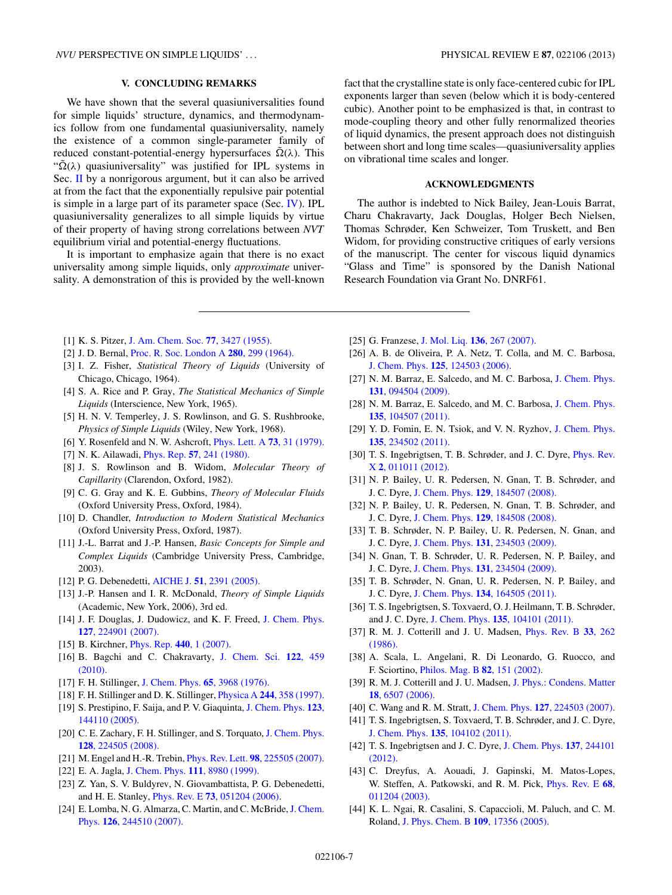## V. CONCLUDING REMARKS

We have shown that the several quasiuniversalities found for simple liquids' structure, dynamics, and thermodynamics follow from one fundamental quasiuniversality, namely the existence of a common single-parameter family of reduced constant-potential-energy hypersurfaces $\tilde{\Omega}(\lambda)$. This "$\tilde{\Omega}(\lambda)$ quasiuniversality" was justified for IPL systems in Sec. II by a nonrigorous argument, but it can also be arrived at from the fact that the exponentially repulsive pair potential is simple in a large part of its parameter space (Sec. IV). IPL quasiuniversality generalizes to all simple liquids by virtue of their property of having strong correlations between *NVT* equilibrium virial and potential-energy fluctuations.

It is important to emphasize again that there is no exact universality among simple liquids, only *approximate* universality. A demonstration of this is provided by the well-known fact that the crystalline state is only face-centered cubic for IPL exponents larger than seven (below which it is body-centered cubic). Another point to be emphasized is that, in contrast to mode-coupling theory and other fully renormalized theories of liquid dynamics, the present approach does not distinguish between short and long time scales—quasiuniversality applies on vibrational time scales and longer.

## ACKNOWLEDGMENTS

The author is indebted to Nick Bailey, Jean-Louis Barrat, Charu Chakravarty, Jack Douglas, Holger Bech Nielsen, Thomas Schrøder, Ken Schweizer, Tom Truskett, and Ben Widom, for providing constructive critiques of early versions of the manuscript. The center for viscous liquid dynamics "Glass and Time" is sponsored by the Danish National Research Foundation via Grant No. DNRF61.

---

[1] K. S. Pitzer, J. Am. Chem. Soc. **77**, 3427 (1955).

[2] J. D. Bernal, Proc. R. Soc. London A **280**, 299 (1964).

[3] I. Z. Fisher, *Statistical Theory of Liquids* (University of Chicago, Chicago, 1964).

[4] S. A. Rice and P. Gray, *The Statistical Mechanics of Simple Liquids* (Interscience, New York, 1965).

[5] H. N. V. Temperley, J. S. Rowlinson, and G. S. Rushbrooke, *Physics of Simple Liquids* (Wiley, New York, 1968).

[6] Y. Rosenfeld and N. W. Ashcroft, Phys. Lett. A **73**, 31 (1979).

[7] N. K. Ailawadi, Phys. Rep. **57**, 241 (1980).

[8] J. S. Rowlinson and B. Widom, *Molecular Theory of Capillarity* (Clarendon, Oxford, 1982).

[9] C. G. Gray and K. E. Gubbins, *Theory of Molecular Fluids* (Oxford University Press, Oxford, 1984).

[10] D. Chandler, *Introduction to Modern Statistical Mechanics* (Oxford University Press, Oxford, 1987).

[11] J.-L. Barrat and J.-P. Hansen, *Basic Concepts for Simple and Complex Liquids* (Cambridge University Press, Cambridge, 2003).

[12] P. G. Debenedetti, AICHE J. **51**, 2391 (2005).

[13] J.-P. Hansen and I. R. McDonald, *Theory of Simple Liquids* (Academic, New York, 2006), 3rd ed.

[14] J. F. Douglas, J. Dudowicz, and K. F. Freed, J. Chem. Phys. **127**, 224901 (2007).

[15] B. Kirchner, Phys. Rep. **440**, 1 (2007).

[16] B. Bagchi and C. Chakravarty, J. Chem. Sci. **122**, 459 (2010).

[17] F. H. Stillinger, J. Chem. Phys. **65**, 3968 (1976).

[18] F. H. Stillinger and D. K. Stillinger, Physica A **244**, 358 (1997).

[19] S. Prestipino, F. Saija, and P. V. Giaquinta, J. Chem. Phys. **123**, 144110 (2005).

[20] C. E. Zachary, F. H. Stillinger, and S. Torquato, J. Chem. Phys. **128**, 224505 (2008).

[21] M. Engel and H.-R. Trebin, Phys. Rev. Lett. **98**, 225505 (2007).

[22] E. A. Jagla, J. Chem. Phys. **111**, 8980 (1999).

[23] Z. Yan, S. V. Buldyrev, N. Giovambattista, P. G. Debenedetti, and H. E. Stanley, Phys. Rev. E **73**, 051204 (2006).

[24] E. Lomba, N. G. Almarza, C. Martin, and C. McBride, J. Chem. Phys. **126**, 244510 (2007).

[25] G. Franzese, J. Mol. Liq. **136**, 267 (2007).

[26] A. B. de Oliveira, P. A. Netz, T. Colla, and M. C. Barbosa, J. Chem. Phys. **125**, 124503 (2006).

[27] N. M. Barraz, E. Salcedo, and M. C. Barbosa, J. Chem. Phys. **131**, 094504 (2009).

[28] N. M. Barraz, E. Salcedo, and M. C. Barbosa, J. Chem. Phys. **135**, 104507 (2011).

[29] Y. D. Fomin, E. N. Tsiok, and V. N. Ryzhov, J. Chem. Phys. **135**, 234502 (2011).

[30] T. S. Ingebrigtsen, T. B. Schrøder, and J. C. Dyre, Phys. Rev. X **2**, 011011 (2012).

[31] N. P. Bailey, U. R. Pedersen, N. Gnan, T. B. Schrøder, and J. C. Dyre, J. Chem. Phys. **129**, 184507 (2008).

[32] N. P. Bailey, U. R. Pedersen, N. Gnan, T. B. Schrøder, and J. C. Dyre, J. Chem. Phys. **129**, 184508 (2008).

[33] T. B. Schrøder, N. P. Bailey, U. R. Pedersen, N. Gnan, and J. C. Dyre, J. Chem. Phys. **131**, 234503 (2009).

[34] N. Gnan, T. B. Schrøder, U. R. Pedersen, N. P. Bailey, and J. C. Dyre, J. Chem. Phys. **131**, 234504 (2009).

[35] T. B. Schrøder, N. Gnan, U. R. Pedersen, N. P. Bailey, and J. C. Dyre, J. Chem. Phys. **134**, 164505 (2011).

[36] T. S. Ingebrigtsen, S. Toxvaerd, O. J. Heilmann, T. B. Schrøder, and J. C. Dyre, J. Chem. Phys. **135**, 104101 (2011).

[37] R. M. J. Cotterill and J. U. Madsen, Phys. Rev. B **33**, 262 (1986).

[38] A. Scala, L. Angelani, R. Di Leonardo, G. Ruocco, and F. Sciortino, Philos. Mag. B **82**, 151 (2002).

[39] R. M. J. Cotterill and J. U. Madsen, J. Phys.: Condens. Matter **18**, 6507 (2006).

[40] C. Wang and R. M. Stratt, J. Chem. Phys. **127**, 224503 (2007).

[41] T. S. Ingebrigtsen, S. Toxvaerd, T. B. Schrøder, and J. C. Dyre, J. Chem. Phys. **135**, 104102 (2011).

[42] T. S. Ingebrigtsen and J. C. Dyre, J. Chem. Phys. **137**, 244101 (2012).

[43] C. Dreyfus, A. Aouadi, J. Gapinski, M. Matos-Lopes, W. Steffen, A. Patkowski, and R. M. Pick, Phys. Rev. E **68**, 011204 (2003).

[44] K. L. Ngai, R. Casalini, S. Capaccioli, M. Paluch, and C. M. Roland, J. Phys. Chem. B **109**, 17356 (2005).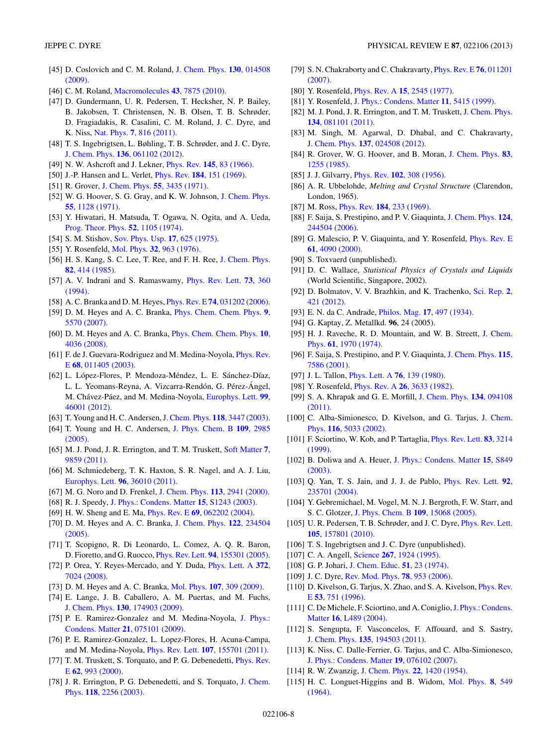[45] D. Coslovich and C. M. Roland, J. Chem. Phys. **130**, 014508 (2009).

[46] C. M. Roland, Macromolecules **43**, 7875 (2010).

[47] D. Gundermann, U. R. Pedersen, T. Hecksher, N. P. Bailey, B. Jakobsen, T. Christensen, N. B. Olsen, T. B. Schrøder, D. Fragiadakis, R. Casalini, C. M. Roland, J. C. Dyre, and K. Niss, Nat. Phys. **7**, 816 (2011).

[48] T. S. Ingebrigtsen, L. Bøhling, T. B. Schrøder, and J. C. Dyre, J. Chem. Phys. **136**, 061102 (2012).

[49] N. W. Ashcroft and J. Lekner, Phys. Rev. **145**, 83 (1966).

[50] J.-P. Hansen and L. Verlet, Phys. Rev. **184**, 151 (1969).

[51] R. Grover, J. Chem. Phys. **55**, 3435 (1971).

[52] W. G. Hoover, S. G. Gray, and K. W. Johnson, J. Chem. Phys. **55**, 1128 (1971).

[53] Y. Hiwatari, H. Matsuda, T. Ogawa, N. Ogita, and A. Ueda, Prog. Theor. Phys. **52**, 1105 (1974).

[54] S. M. Stishov, Sov. Phys. Usp. **17**, 625 (1975).

[55] Y. Rosenfeld, Mol. Phys. **32**, 963 (1976).

[56] H. S. Kang, S. C. Lee, T. Ree, and F. H. Ree, J. Chem. Phys. **82**, 414 (1985).

[57] A. V. Indrani and S. Ramaswamy, Phys. Rev. Lett. **73**, 360 (1994).

[58] A. C. Branka and D. M. Heyes, Phys. Rev. E **74**, 031202 (2006).

[59] D. M. Heyes and A. C. Branka, Phys. Chem. Chem. Phys. **9**, 5570 (2007).

[60] D. M. Heyes and A. C. Branka, Phys. Chem. Chem. Phys. **10**, 4036 (2008).

[61] F. de J. Guevara-Rodriguez and M. Medina-Noyola, Phys. Rev. E **68**, 011405 (2003).

[62] L. López-Flores, P. Mendoza-Méndez, L. E. Sánchez-Díaz, L. L. Yeomans-Reyna, A. Vizcarra-Rendón, G. Pérez-Ángel, M. Chávez-Páez, and M. Medina-Noyola, Europhys. Lett. **99**, 46001 (2012).

[63] T. Young and H. C. Andersen, J. Chem. Phys. **118**, 3447 (2003).

[64] T. Young and H. C. Andersen, J. Phys. Chem. B **109**, 2985 (2005).

[65] M. J. Pond, J. R. Errington, and T. M. Truskett, Soft Matter **7**, 9859 (2011).

[66] M. Schmiedeberg, T. K. Haxton, S. R. Nagel, and A. J. Liu, Europhys. Lett. **96**, 36010 (2011).

[67] M. G. Noro and D. Frenkel, J. Chem. Phys. **113**, 2941 (2000).

[68] R. J. Speedy, J. Phys.: Condens. Matter **15**, S1243 (2003).

[69] H. W. Sheng and E. Ma, Phys. Rev. E **69**, 062202 (2004).

[70] D. M. Heyes and A. C. Branka, J. Chem. Phys. **122**, 234504 (2005).

[71] T. Scopigno, R. Di Leonardo, L. Comez, A. Q. R. Baron, D. Fioretto, and G. Ruocco, Phys. Rev. Lett. **94**, 155301 (2005).

[72] P. Orea, Y. Reyes-Mercado, and Y. Duda, Phys. Lett. A **372**, 7024 (2008).

[73] D. M. Heyes and A. C. Branka, Mol. Phys. **107**, 309 (2009).

[74] E. Lange, J. B. Caballero, A. M. Puertas, and M. Fuchs, J. Chem. Phys. **130**, 174903 (2009).

[75] P. E. Ramirez-Gonzalez and M. Medina-Noyola, J. Phys.: Condens. Matter **21**, 075101 (2009).

[76] P. E. Ramirez-Gonzalez, L. Lopez-Flores, H. Acuna-Campa, and M. Medina-Noyola, Phys. Rev. Lett. **107**, 155701 (2011).

[77] T. M. Truskett, S. Torquato, and P. G. Debenedetti, Phys. Rev. E **62**, 993 (2000).

[78] J. R. Errington, P. G. Debenedetti, and S. Torquato, J. Chem. Phys. **118**, 2256 (2003).

[79] S. N. Chakraborty and C. Chakravarty, Phys. Rev. E **76**, 011201 (2007).

[80] Y. Rosenfeld, Phys. Rev. A **15**, 2545 (1977).

[81] Y. Rosenfeld, J. Phys.: Condens. Matter **11**, 5415 (1999).

[82] M. J. Pond, J. R. Errington, and T. M. Truskett, J. Chem. Phys. **134**, 081101 (2011).

[83] M. Singh, M. Agarwal, D. Dhabal, and C. Chakravarty, J. Chem. Phys. **137**, 024508 (2012).

[84] R. Grover, W. G. Hoover, and B. Moran, J. Chem. Phys. **83**, 1255 (1985).

[85] J. J. Gilvarry, Phys. Rev. **102**, 308 (1956).

[86] A. R. Ubbelohde, *Melting and Crystal Structure* (Clarendon, London, 1965).

[87] M. Ross, Phys. Rev. **184**, 233 (1969).

[88] F. Saija, S. Prestipino, and P. V. Giaquinta, J. Chem. Phys. **124**, 244504 (2006).

[89] G. Malescio, P. V. Giaquinta, and Y. Rosenfeld, Phys. Rev. E **61**, 4090 (2000).

[90] S. Toxvaerd (unpublished).

[91] D. C. Wallace, *Statistical Physics of Crystals and Liquids* (World Scientific, Singapore, 2002).

[92] D. Bolmatov, V. V. Brazhkin, and K. Trachenko, Sci. Rep. **2**, 421 (2012).

[93] E. N. da C. Andrade, Philos. Mag. **17**, 497 (1934).

[94] G. Kaptay, Z. Metallkd. **96**, 24 (2005).

[95] H. J. Raveche, R. D. Mountain, and W. B. Streett, J. Chem. Phys. **61**, 1970 (1974).

[96] F. Saija, S. Prestipino, and P. V. Giaquinta, J. Chem. Phys. **115**, 7586 (2001).

[97] J. L. Tallon, Phys. Lett. A **76**, 139 (1980).

[98] Y. Rosenfeld, Phys. Rev. A **26**, 3633 (1982).

[99] S. A. Khrapak and G. E. Morfill, J. Chem. Phys. **134**, 094108 (2011).

[100] C. Alba-Simionesco, D. Kivelson, and G. Tarjus, J. Chem. Phys. **116**, 5033 (2002).

[101] F. Sciortino, W. Kob, and P. Tartaglia, Phys. Rev. Lett. **83**, 3214 (1999).

[102] B. Doliwa and A. Heuer, J. Phys.: Condens. Matter **15**, S849 (2003).

[103] Q. Yan, T. S. Jain, and J. J. de Pablo, Phys. Rev. Lett. **92**, 235701 (2004).

[104] Y. Gebremichael, M. Vogel, M. N. J. Bergroth, F. W. Starr, and S. C. Glotzer, J. Phys. Chem. B **109**, 15068 (2005).

[105] U. R. Pedersen, T. B. Schrøder, and J. C. Dyre, Phys. Rev. Lett. **105**, 157801 (2010).

[106] T. S. Ingebrigtsen and J. C. Dyre (unpublished).

[107] C. A. Angell, Science **267**, 1924 (1995).

[108] G. P. Johari, J. Chem. Educ. **51**, 23 (1974).

[109] J. C. Dyre, Rev. Mod. Phys. **78**, 953 (2006).

[110] D. Kivelson, G. Tarjus, X. Zhao, and S. A. Kivelson, Phys. Rev. E **53**, 751 (1996).

[111] C. De Michele, F. Sciortino, and A. Coniglio, J. Phys.: Condens. Matter **16**, L489 (2004).

[112] S. Sengupta, F. Vasconcelos, F. Affouard, and S. Sastry, J. Chem. Phys. **135**, 194503 (2011).

[113] K. Niss, C. Dalle-Ferrier, G. Tarjus, and C. Alba-Simionesco, J. Phys.: Condens. Matter **19**, 076102 (2007).

[114] R. W. Zwanzig, J. Chem. Phys. **22**, 1420 (1954).

[115] H. C. Longuet-Higgins and B. Widom, Mol. Phys. **8**, 549 (1964).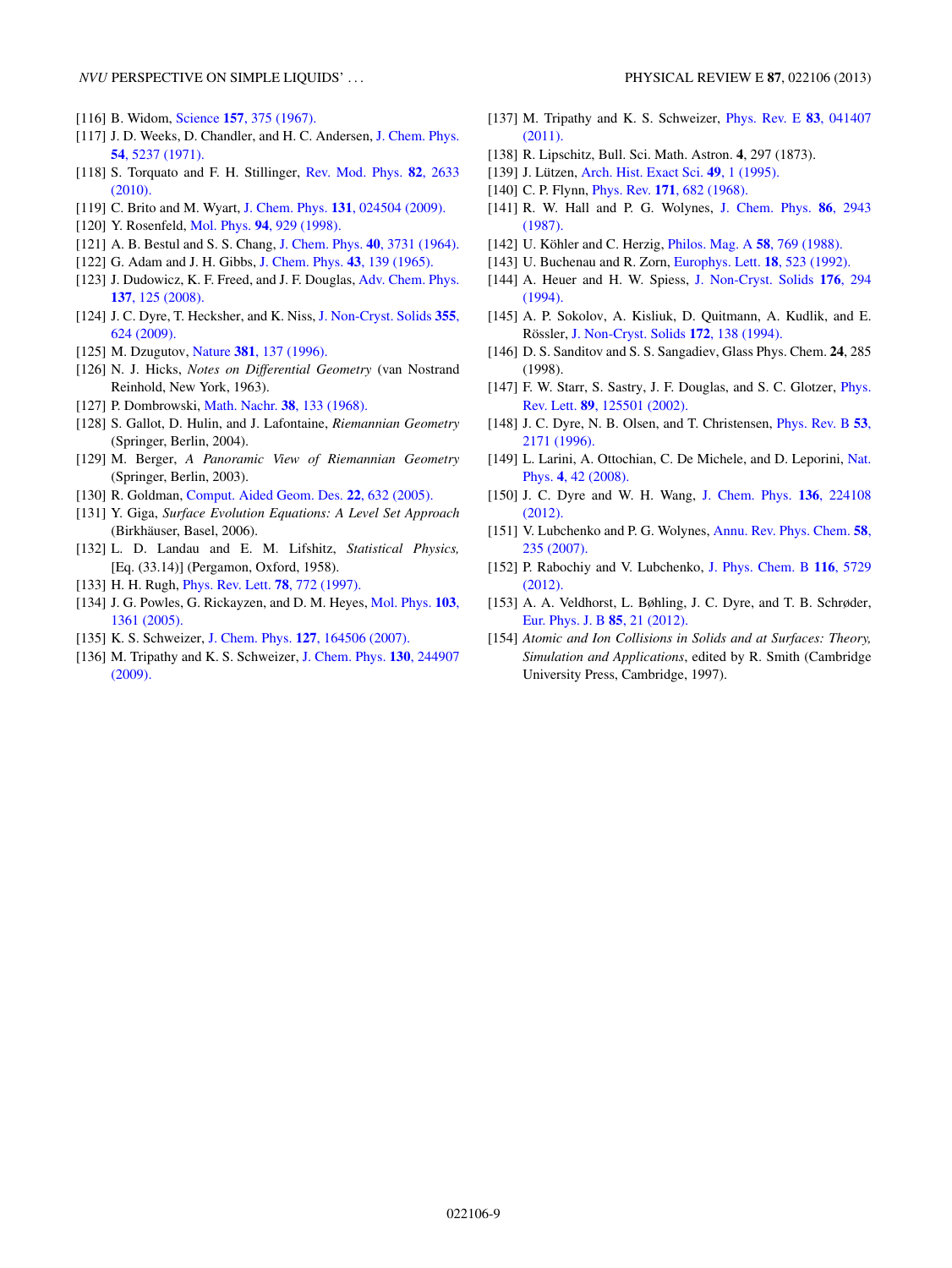[116] B. Widom, Science **157**, 375 (1967).

[117] J. D. Weeks, D. Chandler, and H. C. Andersen, J. Chem. Phys. **54**, 5237 (1971).

[118] S. Torquato and F. H. Stillinger, Rev. Mod. Phys. **82**, 2633 (2010).

[119] C. Brito and M. Wyart, J. Chem. Phys. **131**, 024504 (2009).

[120] Y. Rosenfeld, Mol. Phys. **94**, 929 (1998).

[121] A. B. Bestul and S. S. Chang, J. Chem. Phys. **40**, 3731 (1964).

[122] G. Adam and J. H. Gibbs, J. Chem. Phys. **43**, 139 (1965).

[123] J. Dudowicz, K. F. Freed, and J. F. Douglas, Adv. Chem. Phys. **137**, 125 (2008).

[124] J. C. Dyre, T. Hecksher, and K. Niss, J. Non-Cryst. Solids **355**, 624 (2009).

[125] M. Dzugutov, Nature **381**, 137 (1996).

[126] N. J. Hicks, *Notes on Differential Geometry* (van Nostrand Reinhold, New York, 1963).

[127] P. Dombrowski, Math. Nachr. **38**, 133 (1968).

[128] S. Gallot, D. Hulin, and J. Lafontaine, *Riemannian Geometry* (Springer, Berlin, 2004).

[129] M. Berger, *A Panoramic View of Riemannian Geometry* (Springer, Berlin, 2003).

[130] R. Goldman, Comput. Aided Geom. Des. **22**, 632 (2005).

[131] Y. Giga, *Surface Evolution Equations: A Level Set Approach* (Birkhäuser, Basel, 2006).

[132] L. D. Landau and E. M. Lifshitz, *Statistical Physics,* [Eq. (33.14)] (Pergamon, Oxford, 1958).

[133] H. H. Rugh, Phys. Rev. Lett. **78**, 772 (1997).

[134] J. G. Powles, G. Rickayzen, and D. M. Heyes, Mol. Phys. **103**, 1361 (2005).

[135] K. S. Schweizer, J. Chem. Phys. **127**, 164506 (2007).

[136] M. Tripathy and K. S. Schweizer, J. Chem. Phys. **130**, 244907 (2009).

[137] M. Tripathy and K. S. Schweizer, Phys. Rev. E **83**, 041407 (2011).

[138] R. Lipschitz, Bull. Sci. Math. Astron. **4**, 297 (1873).

[139] J. Lützen, Arch. Hist. Exact Sci. **49**, 1 (1995).

[140] C. P. Flynn, Phys. Rev. **171**, 682 (1968).

[141] R. W. Hall and P. G. Wolynes, J. Chem. Phys. **86**, 2943 (1987).

[142] U. Köhler and C. Herzig, Philos. Mag. A **58**, 769 (1988).

[143] U. Buchenau and R. Zorn, Europhys. Lett. **18**, 523 (1992).

[144] A. Heuer and H. W. Spiess, J. Non-Cryst. Solids **176**, 294 (1994).

[145] A. P. Sokolov, A. Kisliuk, D. Quitmann, A. Kudlik, and E. Rössler, J. Non-Cryst. Solids **172**, 138 (1994).

[146] D. S. Sanditov and S. S. Sangadiev, Glass Phys. Chem. **24**, 285 (1998).

[147] F. W. Starr, S. Sastry, J. F. Douglas, and S. C. Glotzer, Phys. Rev. Lett. **89**, 125501 (2002).

[148] J. C. Dyre, N. B. Olsen, and T. Christensen, Phys. Rev. B **53**, 2171 (1996).

[149] L. Larini, A. Ottochian, C. De Michele, and D. Leporini, Nat. Phys. **4**, 42 (2008).

[150] J. C. Dyre and W. H. Wang, J. Chem. Phys. **136**, 224108 (2012).

[151] V. Lubchenko and P. G. Wolynes, Annu. Rev. Phys. Chem. **58**, 235 (2007).

[152] P. Rabochiy and V. Lubchenko, J. Phys. Chem. B **116**, 5729 (2012).

[153] A. A. Veldhorst, L. Bøhling, J. C. Dyre, and T. B. Schrøder, Eur. Phys. J. B **85**, 21 (2012).

[154] *Atomic and Ion Collisions in Solids and at Surfaces: Theory, Simulation and Applications*, edited by R. Smith (Cambridge University Press, Cambridge, 1997).